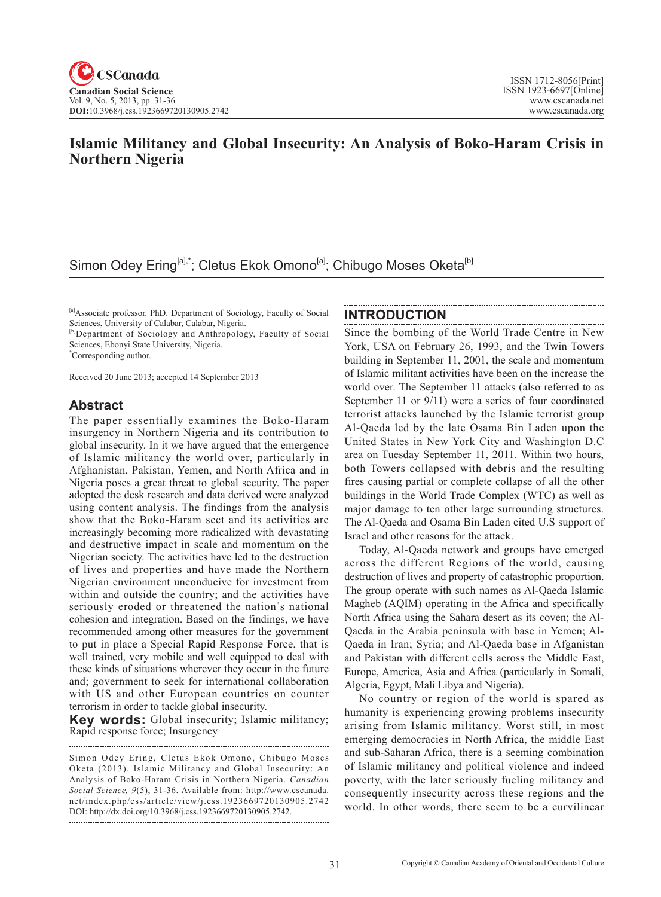# Islamic Militancy and Global Insecurity: An Analysis of Boko-Haram Crisis in Northern Nigeria

Simon Odey Ering[a],*; Cletus Ekok Omono[a]; Chibugo Moses Oketa[b]

[a]Associate professor. PhD. Department of Sociology, Faculty of Social Sciences, University of Calabar, Calabar, Nigeria.
[b]Department of Sociology and Anthropology, Faculty of Social Sciences, Ebonyi State University, Nigeria.
*Corresponding author.

Received 20 June 2013; accepted 14 September 2013

## Abstract

The paper essentially examines the Boko-Haram insurgency in Northern Nigeria and its contribution to global insecurity. In it we have argued that the emergence of Islamic militancy the world over, particularly in Afghanistan, Pakistan, Yemen, and North Africa and in Nigeria poses a great threat to global security. The paper adopted the desk research and data derived were analyzed using content analysis. The findings from the analysis show that the Boko-Haram sect and its activities are increasingly becoming more radicalized with devastating and destructive impact in scale and momentum on the Nigerian society. The activities have led to the destruction of lives and properties and have made the Northern Nigerian environment unconducive for investment from within and outside the country; and the activities have seriously eroded or threatened the nation's national cohesion and integration. Based on the findings, we have recommended among other measures for the government to put in place a Special Rapid Response Force, that is well trained, very mobile and well equipped to deal with these kinds of situations wherever they occur in the future and; government to seek for international collaboration with US and other European countries on counter terrorism in order to tackle global insecurity.

**Key words:** Global insecurity; Islamic militancy; Rapid response force; Insurgency

Simon Odey Ering, Cletus Ekok Omono, Chibugo Moses Oketa (2013). Islamic Militancy and Global Insecurity: An Analysis of Boko-Haram Crisis in Northern Nigeria. *Canadian Social Science, 9*(5), 31-36. Available from: http://www.cscanada.net/index.php/css/article/view/j.css.1923669720130905.2742
DOI: http://dx.doi.org/10.3968/j.css.1923669720130905.2742.

## INTRODUCTION

Since the bombing of the World Trade Centre in New York, USA on February 26, 1993, and the Twin Towers building in September 11, 2001, the scale and momentum of Islamic militant activities have been on the increase the world over. The September 11 attacks (also referred to as September 11 or 9/11) were a series of four coordinated terrorist attacks launched by the Islamic terrorist group Al-Qaeda led by the late Osama Bin Laden upon the United States in New York City and Washington D.C area on Tuesday September 11, 2011. Within two hours, both Towers collapsed with debris and the resulting fires causing partial or complete collapse of all the other buildings in the World Trade Complex (WTC) as well as major damage to ten other large surrounding structures. The Al-Qaeda and Osama Bin Laden cited U.S support of Israel and other reasons for the attack.

Today, Al-Qaeda network and groups have emerged across the different Regions of the world, causing destruction of lives and property of catastrophic proportion. The group operate with such names as Al-Qaeda Islamic Magheb (AQIM) operating in the Africa and specifically North Africa using the Sahara desert as its coven; the Al-Qaeda in the Arabia peninsula with base in Yemen; Al-Qaeda in Iran; Syria; and Al-Qaeda base in Afganistan and Pakistan with different cells across the Middle East, Europe, America, Asia and Africa (particularly in Somali, Algeria, Egypt, Mali Libya and Nigeria).

No country or region of the world is spared as humanity is experiencing growing problems insecurity arising from Islamic militancy. Worst still, in most emerging democracies in North Africa, the middle East and sub-Saharan Africa, there is a seeming combination of Islamic militancy and political violence and indeed poverty, with the later seriously fueling militancy and consequently insecurity across these regions and the world. In other words, there seem to be a curvilinear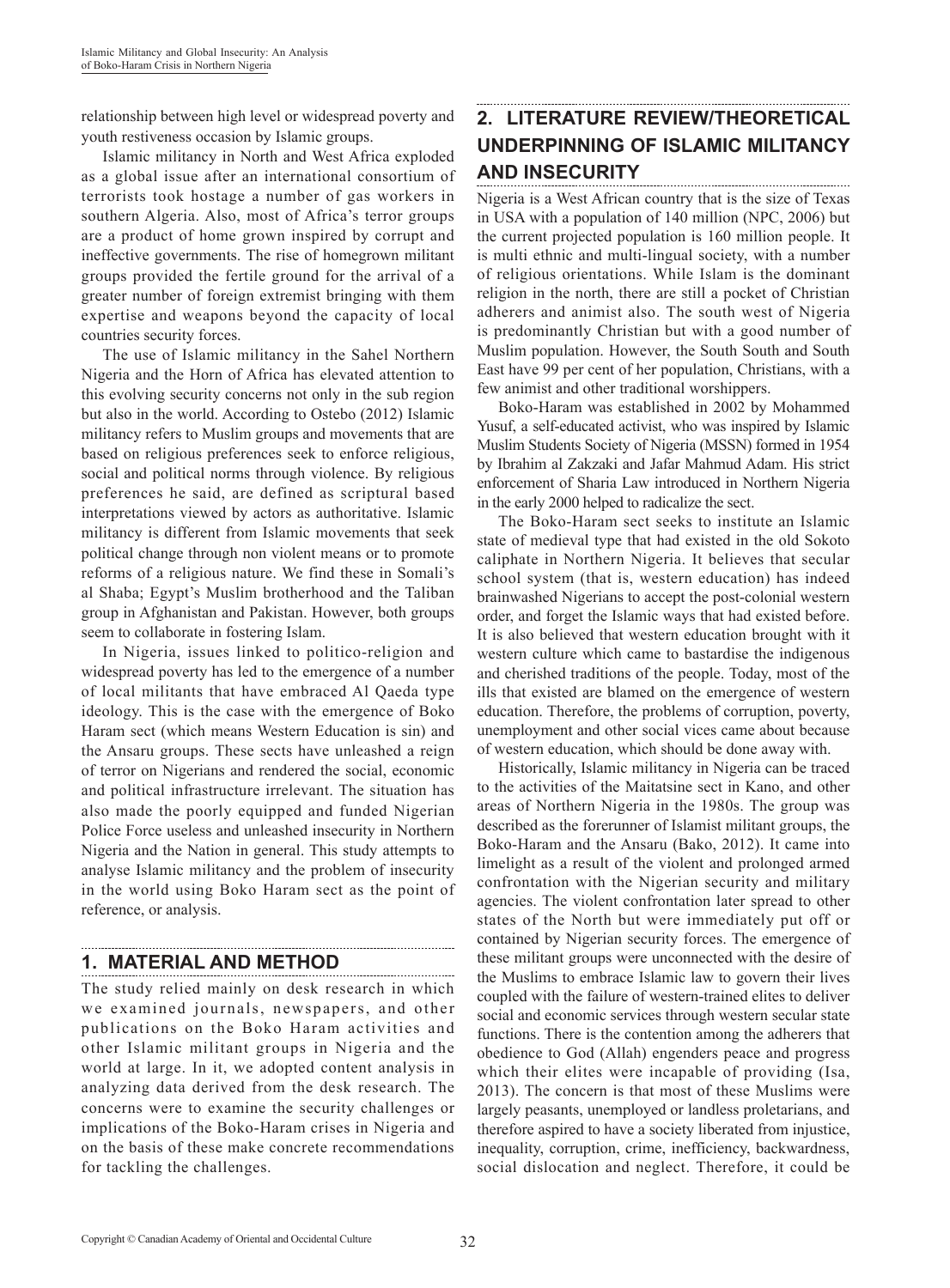relationship between high level or widespread poverty and youth restiveness occasion by Islamic groups.

Islamic militancy in North and West Africa exploded as a global issue after an international consortium of terrorists took hostage a number of gas workers in southern Algeria. Also, most of Africa's terror groups are a product of home grown inspired by corrupt and ineffective governments. The rise of homegrown militant groups provided the fertile ground for the arrival of a greater number of foreign extremist bringing with them expertise and weapons beyond the capacity of local countries security forces.

The use of Islamic militancy in the Sahel Northern Nigeria and the Horn of Africa has elevated attention to this evolving security concerns not only in the sub region but also in the world. According to Ostebo (2012) Islamic militancy refers to Muslim groups and movements that are based on religious preferences seek to enforce religious, social and political norms through violence. By religious preferences he said, are defined as scriptural based interpretations viewed by actors as authoritative. Islamic militancy is different from Islamic movements that seek political change through non violent means or to promote reforms of a religious nature. We find these in Somali's al Shaba; Egypt's Muslim brotherhood and the Taliban group in Afghanistan and Pakistan. However, both groups seem to collaborate in fostering Islam.

In Nigeria, issues linked to politico-religion and widespread poverty has led to the emergence of a number of local militants that have embraced Al Qaeda type ideology. This is the case with the emergence of Boko Haram sect (which means Western Education is sin) and the Ansaru groups. These sects have unleashed a reign of terror on Nigerians and rendered the social, economic and political infrastructure irrelevant. The situation has also made the poorly equipped and funded Nigerian Police Force useless and unleashed insecurity in Northern Nigeria and the Nation in general. This study attempts to analyse Islamic militancy and the problem of insecurity in the world using Boko Haram sect as the point of reference, or analysis.

## 1. MATERIAL AND METHOD

The study relied mainly on desk research in which we examined journals, newspapers, and other publications on the Boko Haram activities and other Islamic militant groups in Nigeria and the world at large. In it, we adopted content analysis in analyzing data derived from the desk research. The concerns were to examine the security challenges or implications of the Boko-Haram crises in Nigeria and on the basis of these make concrete recommendations for tackling the challenges.

## 2. LITERATURE REVIEW/THEORETICAL UNDERPINNING OF ISLAMIC MILITANCY AND INSECURITY

Nigeria is a West African country that is the size of Texas in USA with a population of 140 million (NPC, 2006) but the current projected population is 160 million people. It is multi ethnic and multi-lingual society, with a number of religious orientations. While Islam is the dominant religion in the north, there are still a pocket of Christian adherers and animist also. The south west of Nigeria is predominantly Christian but with a good number of Muslim population. However, the South South and South East have 99 per cent of her population, Christians, with a few animist and other traditional worshippers.

Boko-Haram was established in 2002 by Mohammed Yusuf, a self-educated activist, who was inspired by Islamic Muslim Students Society of Nigeria (MSSN) formed in 1954 by Ibrahim al Zakzaki and Jafar Mahmud Adam. His strict enforcement of Sharia Law introduced in Northern Nigeria in the early 2000 helped to radicalize the sect.

The Boko-Haram sect seeks to institute an Islamic state of medieval type that had existed in the old Sokoto caliphate in Northern Nigeria. It believes that secular school system (that is, western education) has indeed brainwashed Nigerians to accept the post-colonial western order, and forget the Islamic ways that had existed before. It is also believed that western education brought with it western culture which came to bastardise the indigenous and cherished traditions of the people. Today, most of the ills that existed are blamed on the emergence of western education. Therefore, the problems of corruption, poverty, unemployment and other social vices came about because of western education, which should be done away with.

Historically, Islamic militancy in Nigeria can be traced to the activities of the Maitatsine sect in Kano, and other areas of Northern Nigeria in the 1980s. The group was described as the forerunner of Islamist militant groups, the Boko-Haram and the Ansaru (Bako, 2012). It came into limelight as a result of the violent and prolonged armed confrontation with the Nigerian security and military agencies. The violent confrontation later spread to other states of the North but were immediately put off or contained by Nigerian security forces. The emergence of these militant groups were unconnected with the desire of the Muslims to embrace Islamic law to govern their lives coupled with the failure of western-trained elites to deliver social and economic services through western secular state functions. There is the contention among the adherers that obedience to God (Allah) engenders peace and progress which their elites were incapable of providing (Isa, 2013). The concern is that most of these Muslims were largely peasants, unemployed or landless proletarians, and therefore aspired to have a society liberated from injustice, inequality, corruption, crime, inefficiency, backwardness, social dislocation and neglect. Therefore, it could be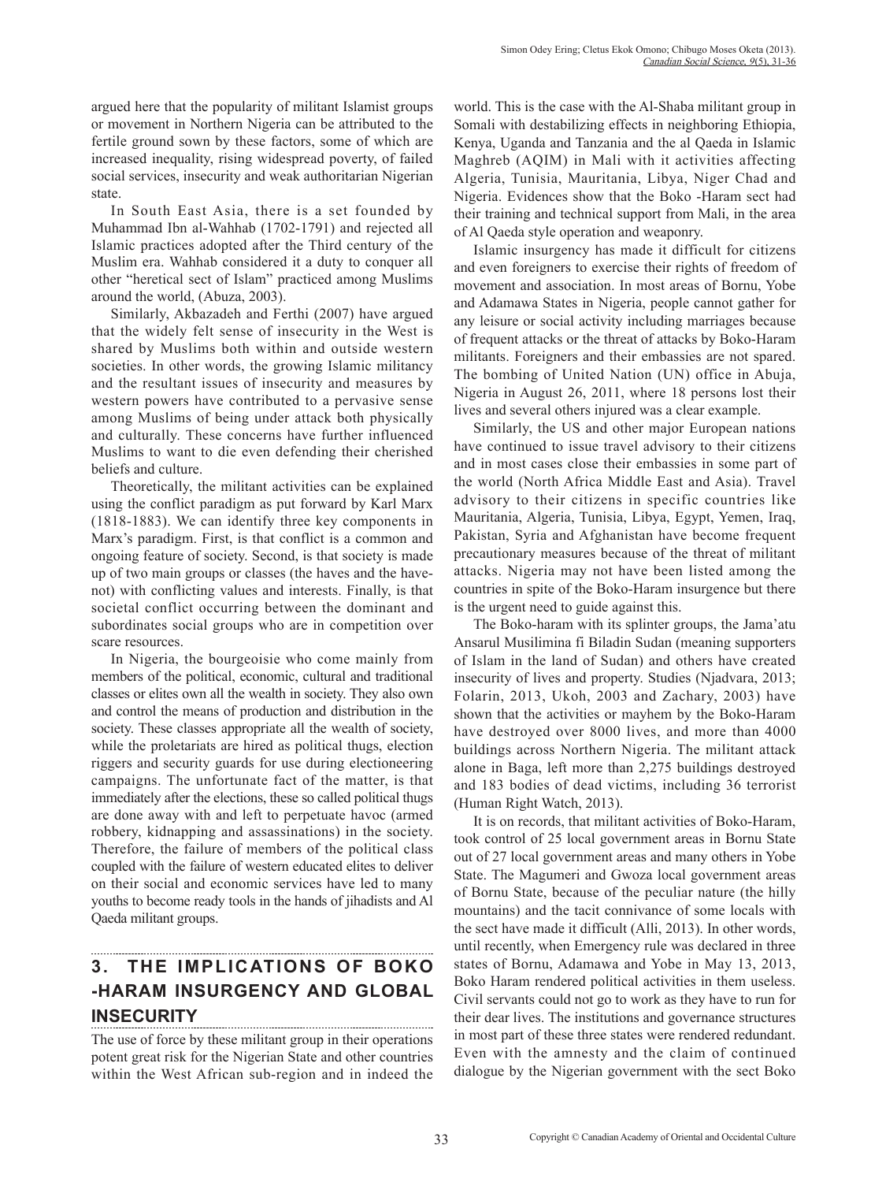argued here that the popularity of militant Islamist groups or movement in Northern Nigeria can be attributed to the fertile ground sown by these factors, some of which are increased inequality, rising widespread poverty, of failed social services, insecurity and weak authoritarian Nigerian state.

In South East Asia, there is a set founded by Muhammad Ibn al-Wahhab (1702-1791) and rejected all Islamic practices adopted after the Third century of the Muslim era. Wahhab considered it a duty to conquer all other "heretical sect of Islam" practiced among Muslims around the world, (Abuza, 2003).

Similarly, Akbazadeh and Ferthi (2007) have argued that the widely felt sense of insecurity in the West is shared by Muslims both within and outside western societies. In other words, the growing Islamic militancy and the resultant issues of insecurity and measures by western powers have contributed to a pervasive sense among Muslims of being under attack both physically and culturally. These concerns have further influenced Muslims to want to die even defending their cherished beliefs and culture.

Theoretically, the militant activities can be explained using the conflict paradigm as put forward by Karl Marx (1818-1883). We can identify three key components in Marx's paradigm. First, is that conflict is a common and ongoing feature of society. Second, is that society is made up of two main groups or classes (the haves and the have-not) with conflicting values and interests. Finally, is that societal conflict occurring between the dominant and subordinates social groups who are in competition over scare resources.

In Nigeria, the bourgeoisie who come mainly from members of the political, economic, cultural and traditional classes or elites own all the wealth in society. They also own and control the means of production and distribution in the society. These classes appropriate all the wealth of society, while the proletariats are hired as political thugs, election riggers and security guards for use during electioneering campaigns. The unfortunate fact of the matter, is that immediately after the elections, these so called political thugs are done away with and left to perpetuate havoc (armed robbery, kidnapping and assassinations) in the society. Therefore, the failure of members of the political class coupled with the failure of western educated elites to deliver on their social and economic services have led to many youths to become ready tools in the hands of jihadists and Al Qaeda militant groups.

## 3. THE IMPLICATIONS OF BOKO -HARAM INSURGENCY AND GLOBAL INSECURITY

The use of force by these militant group in their operations potent great risk for the Nigerian State and other countries within the West African sub-region and in indeed the world. This is the case with the Al-Shaba militant group in Somali with destabilizing effects in neighboring Ethiopia, Kenya, Uganda and Tanzania and the al Qaeda in Islamic Maghreb (AQIM) in Mali with it activities affecting Algeria, Tunisia, Mauritania, Libya, Niger Chad and Nigeria. Evidences show that the Boko -Haram sect had their training and technical support from Mali, in the area of Al Qaeda style operation and weaponry.

Islamic insurgency has made it difficult for citizens and even foreigners to exercise their rights of freedom of movement and association. In most areas of Bornu, Yobe and Adamawa States in Nigeria, people cannot gather for any leisure or social activity including marriages because of frequent attacks or the threat of attacks by Boko-Haram militants. Foreigners and their embassies are not spared. The bombing of United Nation (UN) office in Abuja, Nigeria in August 26, 2011, where 18 persons lost their lives and several others injured was a clear example.

Similarly, the US and other major European nations have continued to issue travel advisory to their citizens and in most cases close their embassies in some part of the world (North Africa Middle East and Asia). Travel advisory to their citizens in specific countries like Mauritania, Algeria, Tunisia, Libya, Egypt, Yemen, Iraq, Pakistan, Syria and Afghanistan have become frequent precautionary measures because of the threat of militant attacks. Nigeria may not have been listed among the countries in spite of the Boko-Haram insurgence but there is the urgent need to guide against this.

The Boko-haram with its splinter groups, the Jama'atu Ansarul Musilimina fi Biladin Sudan (meaning supporters of Islam in the land of Sudan) and others have created insecurity of lives and property. Studies (Njadvara, 2013; Folarin, 2013, Ukoh, 2003 and Zachary, 2003) have shown that the activities or mayhem by the Boko-Haram have destroyed over 8000 lives, and more than 4000 buildings across Northern Nigeria. The militant attack alone in Baga, left more than 2,275 buildings destroyed and 183 bodies of dead victims, including 36 terrorist (Human Right Watch, 2013).

It is on records, that militant activities of Boko-Haram, took control of 25 local government areas in Bornu State out of 27 local government areas and many others in Yobe State. The Magumeri and Gwoza local government areas of Bornu State, because of the peculiar nature (the hilly mountains) and the tacit connivance of some locals with the sect have made it difficult (Alli, 2013). In other words, until recently, when Emergency rule was declared in three states of Bornu, Adamawa and Yobe in May 13, 2013, Boko Haram rendered political activities in them useless. Civil servants could not go to work as they have to run for their dear lives. The institutions and governance structures in most part of these three states were rendered redundant. Even with the amnesty and the claim of continued dialogue by the Nigerian government with the sect Boko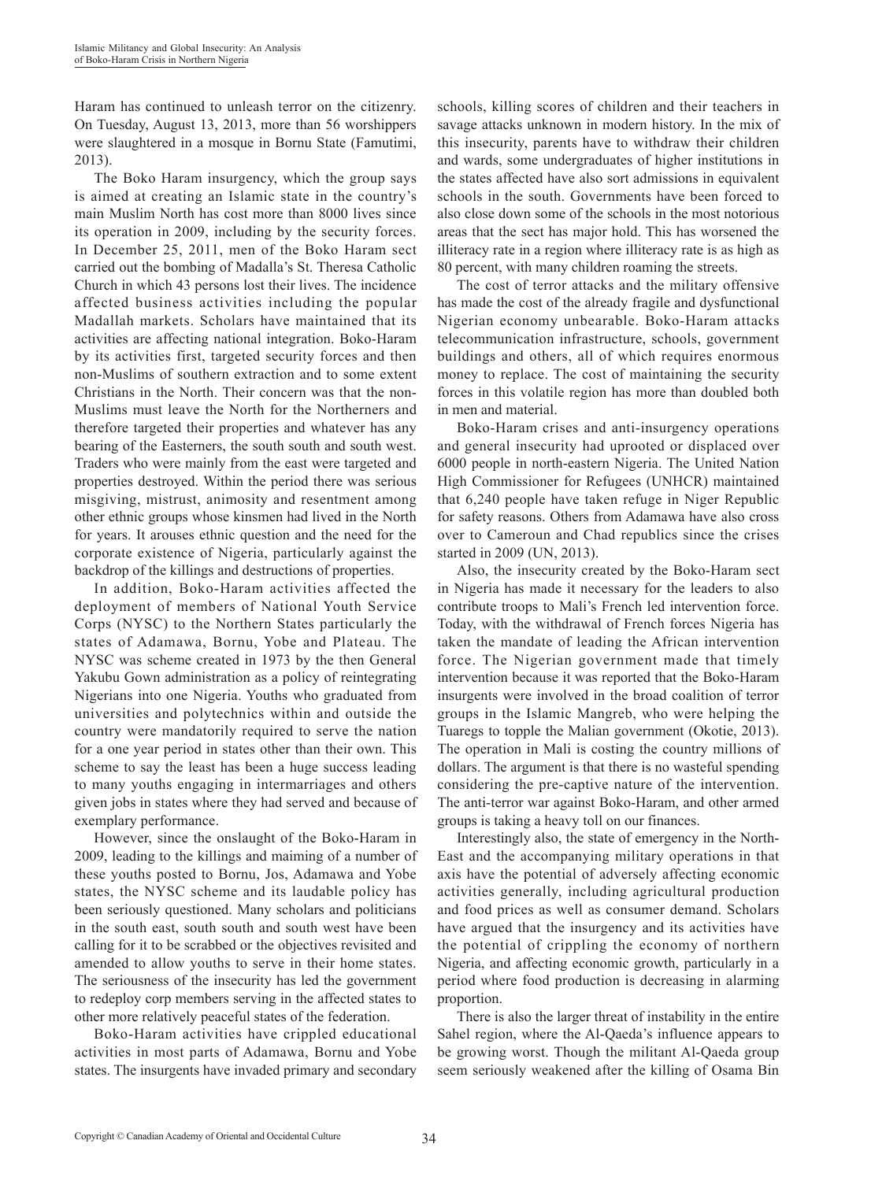Haram has continued to unleash terror on the citizenry. On Tuesday, August 13, 2013, more than 56 worshippers were slaughtered in a mosque in Bornu State (Famutimi, 2013).

The Boko Haram insurgency, which the group says is aimed at creating an Islamic state in the country's main Muslim North has cost more than 8000 lives since its operation in 2009, including by the security forces. In December 25, 2011, men of the Boko Haram sect carried out the bombing of Madalla's St. Theresa Catholic Church in which 43 persons lost their lives. The incidence affected business activities including the popular Madallah markets. Scholars have maintained that its activities are affecting national integration. Boko-Haram by its activities first, targeted security forces and then non-Muslims of southern extraction and to some extent Christians in the North. Their concern was that the non-Muslims must leave the North for the Northerners and therefore targeted their properties and whatever has any bearing of the Easterners, the south south and south west. Traders who were mainly from the east were targeted and properties destroyed. Within the period there was serious misgiving, mistrust, animosity and resentment among other ethnic groups whose kinsmen had lived in the North for years. It arouses ethnic question and the need for the corporate existence of Nigeria, particularly against the backdrop of the killings and destructions of properties.

In addition, Boko-Haram activities affected the deployment of members of National Youth Service Corps (NYSC) to the Northern States particularly the states of Adamawa, Bornu, Yobe and Plateau. The NYSC was scheme created in 1973 by the then General Yakubu Gown administration as a policy of reintegrating Nigerians into one Nigeria. Youths who graduated from universities and polytechnics within and outside the country were mandatorily required to serve the nation for a one year period in states other than their own. This scheme to say the least has been a huge success leading to many youths engaging in intermarriages and others given jobs in states where they had served and because of exemplary performance.

However, since the onslaught of the Boko-Haram in 2009, leading to the killings and maiming of a number of these youths posted to Bornu, Jos, Adamawa and Yobe states, the NYSC scheme and its laudable policy has been seriously questioned. Many scholars and politicians in the south east, south south and south west have been calling for it to be scrabbed or the objectives revisited and amended to allow youths to serve in their home states. The seriousness of the insecurity has led the government to redeploy corp members serving in the affected states to other more relatively peaceful states of the federation.

Boko-Haram activities have crippled educational activities in most parts of Adamawa, Bornu and Yobe states. The insurgents have invaded primary and secondary schools, killing scores of children and their teachers in savage attacks unknown in modern history. In the mix of this insecurity, parents have to withdraw their children and wards, some undergraduates of higher institutions in the states affected have also sort admissions in equivalent schools in the south. Governments have been forced to also close down some of the schools in the most notorious areas that the sect has major hold. This has worsened the illiteracy rate in a region where illiteracy rate is as high as 80 percent, with many children roaming the streets.

The cost of terror attacks and the military offensive has made the cost of the already fragile and dysfunctional Nigerian economy unbearable. Boko-Haram attacks telecommunication infrastructure, schools, government buildings and others, all of which requires enormous money to replace. The cost of maintaining the security forces in this volatile region has more than doubled both in men and material.

Boko-Haram crises and anti-insurgency operations and general insecurity had uprooted or displaced over 6000 people in north-eastern Nigeria. The United Nation High Commissioner for Refugees (UNHCR) maintained that 6,240 people have taken refuge in Niger Republic for safety reasons. Others from Adamawa have also cross over to Cameroun and Chad republics since the crises started in 2009 (UN, 2013).

Also, the insecurity created by the Boko-Haram sect in Nigeria has made it necessary for the leaders to also contribute troops to Mali's French led intervention force. Today, with the withdrawal of French forces Nigeria has taken the mandate of leading the African intervention force. The Nigerian government made that timely intervention because it was reported that the Boko-Haram insurgents were involved in the broad coalition of terror groups in the Islamic Mangreb, who were helping the Tuaregs to topple the Malian government (Okotie, 2013). The operation in Mali is costing the country millions of dollars. The argument is that there is no wasteful spending considering the pre-captive nature of the intervention. The anti-terror war against Boko-Haram, and other armed groups is taking a heavy toll on our finances.

Interestingly also, the state of emergency in the North-East and the accompanying military operations in that axis have the potential of adversely affecting economic activities generally, including agricultural production and food prices as well as consumer demand. Scholars have argued that the insurgency and its activities have the potential of crippling the economy of northern Nigeria, and affecting economic growth, particularly in a period where food production is decreasing in alarming proportion.

There is also the larger threat of instability in the entire Sahel region, where the Al-Qaeda's influence appears to be growing worst. Though the militant Al-Qaeda group seem seriously weakened after the killing of Osama Bin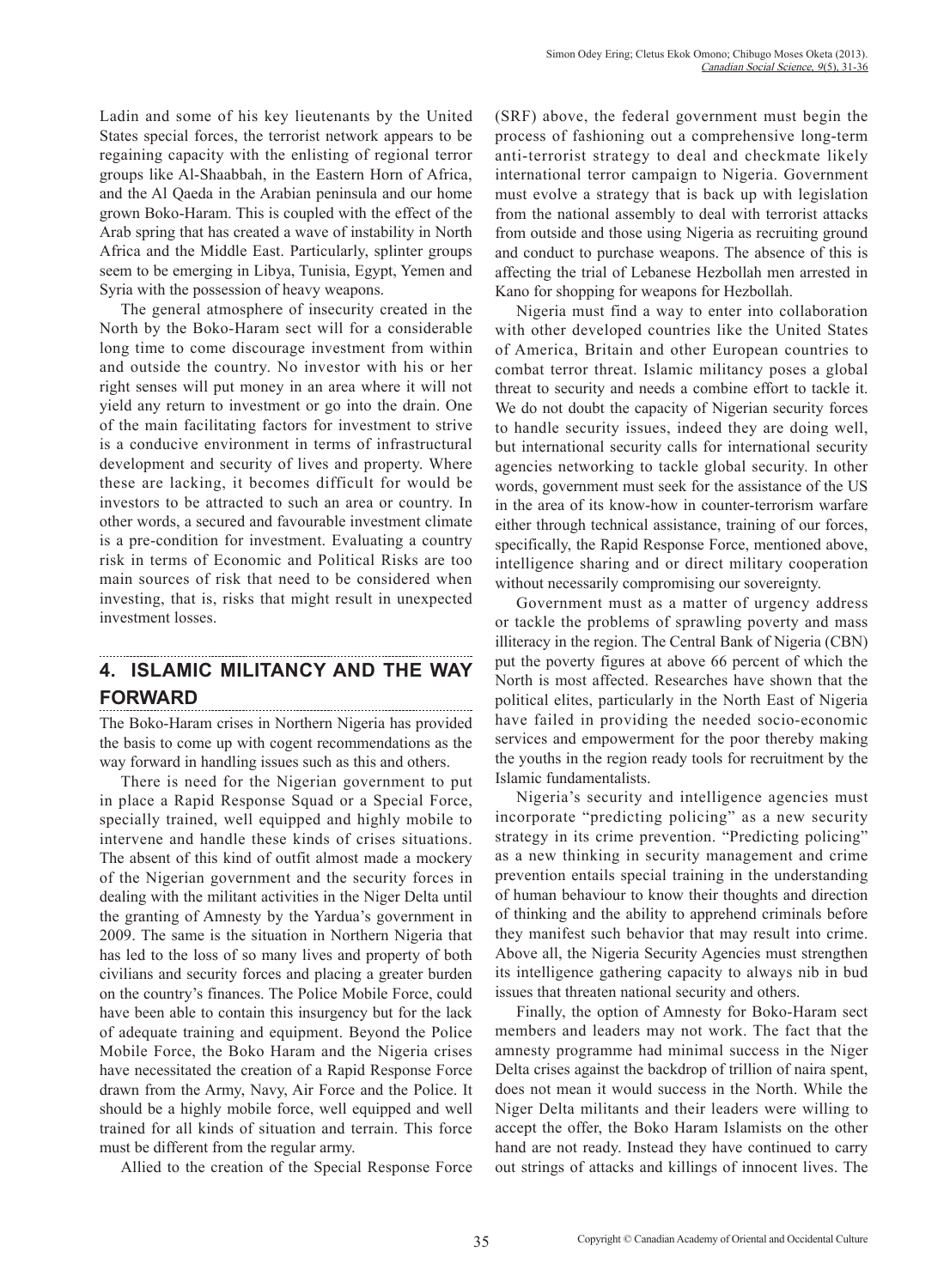Ladin and some of his key lieutenants by the United States special forces, the terrorist network appears to be regaining capacity with the enlisting of regional terror groups like Al-Shaabbah, in the Eastern Horn of Africa, and the Al Qaeda in the Arabian peninsula and our home grown Boko-Haram. This is coupled with the effect of the Arab spring that has created a wave of instability in North Africa and the Middle East. Particularly, splinter groups seem to be emerging in Libya, Tunisia, Egypt, Yemen and Syria with the possession of heavy weapons.

The general atmosphere of insecurity created in the North by the Boko-Haram sect will for a considerable long time to come discourage investment from within and outside the country. No investor with his or her right senses will put money in an area where it will not yield any return to investment or go into the drain. One of the main facilitating factors for investment to strive is a conducive environment in terms of infrastructural development and security of lives and property. Where these are lacking, it becomes difficult for would be investors to be attracted to such an area or country. In other words, a secured and favourable investment climate is a pre-condition for investment. Evaluating a country risk in terms of Economic and Political Risks are too main sources of risk that need to be considered when investing, that is, risks that might result in unexpected investment losses.

## 4. ISLAMIC MILITANCY AND THE WAY FORWARD

The Boko-Haram crises in Northern Nigeria has provided the basis to come up with cogent recommendations as the way forward in handling issues such as this and others.

There is need for the Nigerian government to put in place a Rapid Response Squad or a Special Force, specially trained, well equipped and highly mobile to intervene and handle these kinds of crises situations. The absent of this kind of outfit almost made a mockery of the Nigerian government and the security forces in dealing with the militant activities in the Niger Delta until the granting of Amnesty by the Yardua's government in 2009. The same is the situation in Northern Nigeria that has led to the loss of so many lives and property of both civilians and security forces and placing a greater burden on the country's finances. The Police Mobile Force, could have been able to contain this insurgency but for the lack of adequate training and equipment. Beyond the Police Mobile Force, the Boko Haram and the Nigeria crises have necessitated the creation of a Rapid Response Force drawn from the Army, Navy, Air Force and the Police. It should be a highly mobile force, well equipped and well trained for all kinds of situation and terrain. This force must be different from the regular army.

Allied to the creation of the Special Response Force (SRF) above, the federal government must begin the process of fashioning out a comprehensive long-term anti-terrorist strategy to deal and checkmate likely international terror campaign to Nigeria. Government must evolve a strategy that is back up with legislation from the national assembly to deal with terrorist attacks from outside and those using Nigeria as recruiting ground and conduct to purchase weapons. The absence of this is affecting the trial of Lebanese Hezbollah men arrested in Kano for shopping for weapons for Hezbollah.

Nigeria must find a way to enter into collaboration with other developed countries like the United States of America, Britain and other European countries to combat terror threat. Islamic militancy poses a global threat to security and needs a combine effort to tackle it. We do not doubt the capacity of Nigerian security forces to handle security issues, indeed they are doing well, but international security calls for international security agencies networking to tackle global security. In other words, government must seek for the assistance of the US in the area of its know-how in counter-terrorism warfare either through technical assistance, training of our forces, specifically, the Rapid Response Force, mentioned above, intelligence sharing and or direct military cooperation without necessarily compromising our sovereignty.

Government must as a matter of urgency address or tackle the problems of sprawling poverty and mass illiteracy in the region. The Central Bank of Nigeria (CBN) put the poverty figures at above 66 percent of which the North is most affected. Researches have shown that the political elites, particularly in the North East of Nigeria have failed in providing the needed socio-economic services and empowerment for the poor thereby making the youths in the region ready tools for recruitment by the Islamic fundamentalists.

Nigeria's security and intelligence agencies must incorporate "predicting policing" as a new security strategy in its crime prevention. "Predicting policing" as a new thinking in security management and crime prevention entails special training in the understanding of human behaviour to know their thoughts and direction of thinking and the ability to apprehend criminals before they manifest such behavior that may result into crime. Above all, the Nigeria Security Agencies must strengthen its intelligence gathering capacity to always nib in bud issues that threaten national security and others.

Finally, the option of Amnesty for Boko-Haram sect members and leaders may not work. The fact that the amnesty programme had minimal success in the Niger Delta crises against the backdrop of trillion of naira spent, does not mean it would success in the North. While the Niger Delta militants and their leaders were willing to accept the offer, the Boko Haram Islamists on the other hand are not ready. Instead they have continued to carry out strings of attacks and killings of innocent lives. The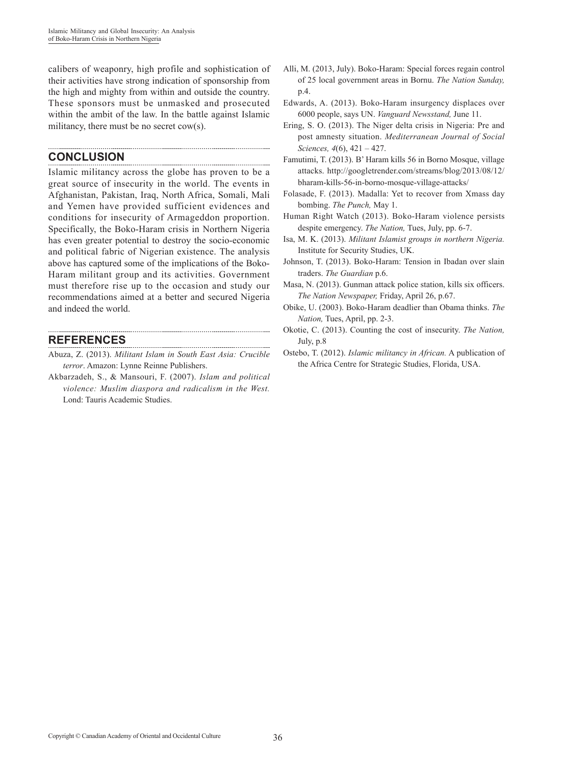calibers of weaponry, high profile and sophistication of their activities have strong indication of sponsorship from the high and mighty from within and outside the country. These sponsors must be unmasked and prosecuted within the ambit of the law. In the battle against Islamic militancy, there must be no secret cow(s).

## CONCLUSION

Islamic militancy across the globe has proven to be a great source of insecurity in the world. The events in Afghanistan, Pakistan, Iraq, North Africa, Somali, Mali and Yemen have provided sufficient evidences and conditions for insecurity of Armageddon proportion. Specifically, the Boko-Haram crisis in Northern Nigeria has even greater potential to destroy the socio-economic and political fabric of Nigerian existence. The analysis above has captured some of the implications of the Boko-Haram militant group and its activities. Government must therefore rise up to the occasion and study our recommendations aimed at a better and secured Nigeria and indeed the world.

## REFERENCES

Abuza, Z. (2013). *Militant Islam in South East Asia: Crucible terror*. Amazon: Lynne Reinne Publishers.

Akbarzadeh, S., & Mansouri, F. (2007). *Islam and political violence: Muslim diaspora and radicalism in the West.* Lond: Tauris Academic Studies.

Alli, M. (2013, July). Boko-Haram: Special forces regain control of 25 local government areas in Bornu. *The Nation Sunday,* p.4.

Edwards, A. (2013). Boko-Haram insurgency displaces over 6000 people, says UN. *Vanguard Newsstand,* June 11.

Ering, S. O. (2013). The Niger delta crisis in Nigeria: Pre and post amnesty situation. *Mediterranean Journal of Social Sciences, 4*(6), 421 – 427.

Famutimi, T. (2013). B' Haram kills 56 in Borno Mosque, village attacks. http://googletrender.com/streams/blog/2013/08/12/bharam-kills-56-in-borno-mosque-village-attacks/

Folasade, F. (2013). Madalla: Yet to recover from Xmass day bombing. *The Punch,* May 1.

Human Right Watch (2013). Boko-Haram violence persists despite emergency. *The Nation,* Tues, July, pp. 6-7.

Isa, M. K. (2013). *Militant Islamist groups in northern Nigeria.* Institute for Security Studies, UK.

Johnson, T. (2013). Boko-Haram: Tension in Ibadan over slain traders. *The Guardian* p.6.

Masa, N. (2013). Gunman attack police station, kills six officers. *The Nation Newspaper,* Friday, April 26, p.67.

Obike, U. (2003). Boko-Haram deadlier than Obama thinks. *The Nation,* Tues, April, pp. 2-3.

Okotie, C. (2013). Counting the cost of insecurity. *The Nation,* July, p.8

Ostebo, T. (2012). *Islamic militancy in African.* A publication of the Africa Centre for Strategic Studies, Florida, USA.